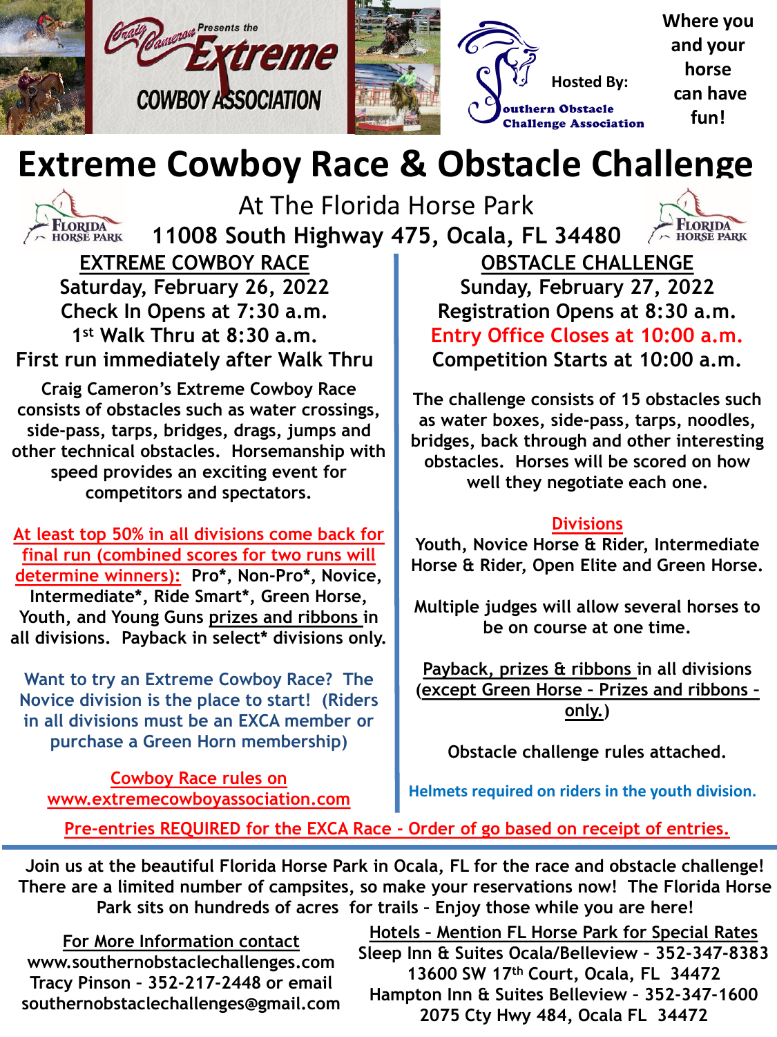Craig Cameron Presents the Extreme COWBOY ASSOCIATION

Hosted By: Southern Obstacle Challenge Association

Where you and your horse can have fun!

# Extreme Cowboy Race & Obstacle Challenge

At The Florida Horse Park

**11008 South Highway 475, Ocala, FL 34480**

## EXTREME COWBOY RACE

**Saturday, February 26, 2022**
**Check In Opens at 7:30 a.m.**
**1st Walk Thru at 8:30 a.m.**
**First run immediately after Walk Thru**

Craig Cameron's Extreme Cowboy Race consists of obstacles such as water crossings, side-pass, tarps, bridges, drags, jumps and other technical obstacles. Horsemanship with speed provides an exciting event for competitors and spectators.

At least top 50% in all divisions come back for final run (combined scores for two runs will determine winners): Pro*, Non-Pro*, Novice, Intermediate*, Ride Smart*, Green Horse, Youth, and Young Guns prizes and ribbons in all divisions. Payback in select* divisions only.

Want to try an Extreme Cowboy Race? The Novice division is the place to start! (Riders in all divisions must be an EXCA member or purchase a Green Horn membership)

Cowboy Race rules on www.extremecowboyassociation.com

## OBSTACLE CHALLENGE

**Sunday, February 27, 2022**
**Registration Opens at 8:30 a.m.**
**Entry Office Closes at 10:00 a.m.**
**Competition Starts at 10:00 a.m.**

The challenge consists of 15 obstacles such as water boxes, side-pass, tarps, noodles, bridges, back through and other interesting obstacles. Horses will be scored on how well they negotiate each one.

**Divisions**

Youth, Novice Horse & Rider, Intermediate Horse & Rider, Open Elite and Green Horse.

Multiple judges will allow several horses to be on course at one time.

Payback, prizes & ribbons in all divisions (except Green Horse - Prizes and ribbons - only.)

Obstacle challenge rules attached.

Helmets required on riders in the youth division.

**Pre-entries REQUIRED for the EXCA Race - Order of go based on receipt of entries.**

Join us at the beautiful Florida Horse Park in Ocala, FL for the race and obstacle challenge! There are a limited number of campsites, so make your reservations now! The Florida Horse Park sits on hundreds of acres for trails – Enjoy those while you are here!

**For More Information contact**
www.southernobstaclechallenges.com
Tracy Pinson – 352-217-2448 or email
southernobstaclechallenges@gmail.com

**Hotels – Mention FL Horse Park for Special Rates**
Sleep Inn & Suites Ocala/Belleview – 352-347-8383
13600 SW 17th Court, Ocala, FL 34472
Hampton Inn & Suites Belleview – 352-347-1600
2075 Cty Hwy 484, Ocala FL 34472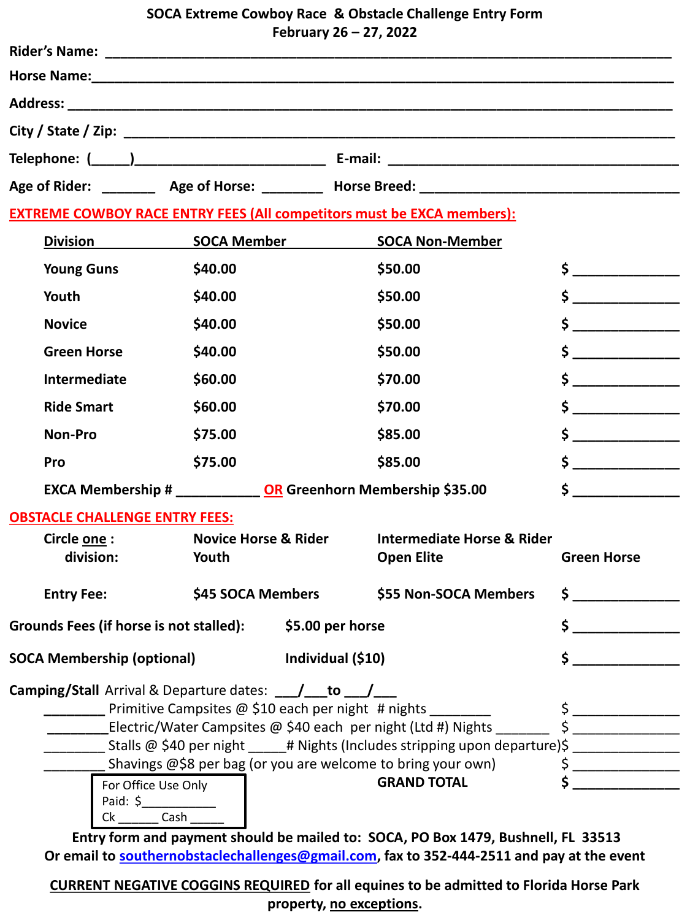**SOCA Extreme Cowboy Race & Obstacle Challenge Entry Form**
**February 26 – 27, 2022**

**Rider's Name:** ____________________________________________

**Horse Name:** ____________________________________________

**Address:** ____________________________________________

**City / State / Zip:** ____________________________________________

**Telephone:** (_____)________________________ **E-mail:** ________________________

**Age of Rider:** _______ **Age of Horse:** ________ **Horse Breed:** ________________________

**EXTREME COWBOY RACE ENTRY FEES (All competitors must be EXCA members):**

| Division | SOCA Member | SOCA Non-Member | |
|---|---|---|---|
| Young Guns | $40.00 | $50.00 | $ ______________ |
| Youth | $40.00 | $50.00 | $ ______________ |
| Novice | $40.00 | $50.00 | $ ______________ |
| Green Horse | $40.00 | $50.00 | $ ______________ |
| Intermediate | $60.00 | $70.00 | $ ______________ |
| Ride Smart | $60.00 | $70.00 | $ ______________ |
| Non-Pro | $75.00 | $85.00 | $ ______________ |
| Pro | $75.00 | $85.00 | $ ______________ |

**EXCA Membership #** ___________ **OR Greenhorn Membership $35.00** $ ______________

**OBSTACLE CHALLENGE ENTRY FEES:**

| | | | |
|---|---|---|---|
| Circle **one** : division: | Novice Horse & Rider<br>Youth | Intermediate Horse & Rider<br>Open Elite | Green Horse |
| Entry Fee: | $45 SOCA Members | $55 Non-SOCA Members | $ ______________ |

**Grounds Fees (if horse is not stalled):** **$5.00 per horse** $ ______________

**SOCA Membership (optional)** **Individual ($10)** $ ______________

**Camping/Stall** Arrival & Departure dates: ___/___ to ___/___

________ Primitive Campsites @ $10 each per night # nights ________ $ ______________

________ Electric/Water Campsites @ $40 each per night (Ltd #) Nights _______ $ ______________

________ Stalls @ $40 per night _____# Nights (Includes stripping upon departure) $ ______________

________ Shavings @$8 per bag (or you are welcome to bring your own) $ ______________

**GRAND TOTAL** $ ______________

For Office Use Only
Paid: $___________
Ck ______ Cash _____

**Entry form and payment should be mailed to: SOCA, PO Box 1479, Bushnell, FL 33513**
**Or email to southernobstaclechallenges@gmail.com, fax to 352-444-2511 and pay at the event**

**CURRENT NEGATIVE COGGINS REQUIRED for all equines to be admitted to Florida Horse Park property, no exceptions.**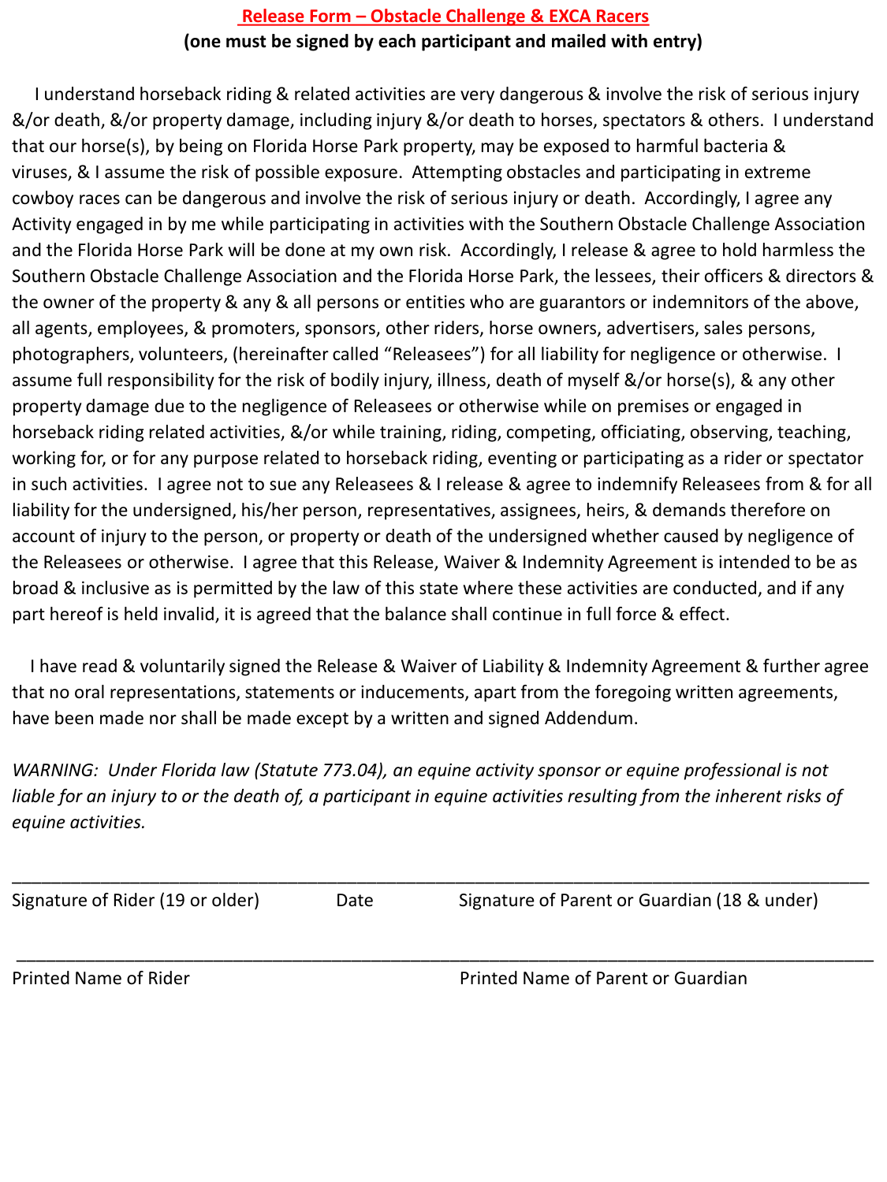## Release Form – Obstacle Challenge & EXCA Racers

**(one must be signed by each participant and mailed with entry)**

I understand horseback riding & related activities are very dangerous & involve the risk of serious injury &/or death, &/or property damage, including injury &/or death to horses, spectators & others. I understand that our horse(s), by being on Florida Horse Park property, may be exposed to harmful bacteria & viruses, & I assume the risk of possible exposure. Attempting obstacles and participating in extreme cowboy races can be dangerous and involve the risk of serious injury or death. Accordingly, I agree any Activity engaged in by me while participating in activities with the Southern Obstacle Challenge Association and the Florida Horse Park will be done at my own risk. Accordingly, I release & agree to hold harmless the Southern Obstacle Challenge Association and the Florida Horse Park, the lessees, their officers & directors & the owner of the property & any & all persons or entities who are guarantors or indemnitors of the above, all agents, employees, & promoters, sponsors, other riders, horse owners, advertisers, sales persons, photographers, volunteers, (hereinafter called "Releasees") for all liability for negligence or otherwise. I assume full responsibility for the risk of bodily injury, illness, death of myself &/or horse(s), & any other property damage due to the negligence of Releasees or otherwise while on premises or engaged in horseback riding related activities, &/or while training, riding, competing, officiating, observing, teaching, working for, or for any purpose related to horseback riding, eventing or participating as a rider or spectator in such activities. I agree not to sue any Releasees & I release & agree to indemnify Releasees from & for all liability for the undersigned, his/her person, representatives, assignees, heirs, & demands therefore on account of injury to the person, or property or death of the undersigned whether caused by negligence of the Releasees or otherwise. I agree that this Release, Waiver & Indemnity Agreement is intended to be as broad & inclusive as is permitted by the law of this state where these activities are conducted, and if any part hereof is held invalid, it is agreed that the balance shall continue in full force & effect.

I have read & voluntarily signed the Release & Waiver of Liability & Indemnity Agreement & further agree that no oral representations, statements or inducements, apart from the foregoing written agreements, have been made nor shall be made except by a written and signed Addendum.

*WARNING: Under Florida law (Statute 773.04), an equine activity sponsor or equine professional is not liable for an injury to or the death of, a participant in equine activities resulting from the inherent risks of equine activities.*

\_\_\_\_\_\_\_\_\_\_\_\_\_\_\_\_\_\_\_\_\_\_\_\_\_\_\_\_\_\_\_\_\_\_\_\_\_\_\_\_\_\_\_\_\_\_\_\_\_\_\_\_\_\_\_\_\_\_\_\_\_\_\_\_\_\_\_\_\_\_\_\_\_\_\_\_

Signature of Rider (19 or older)      Date      Signature of Parent or Guardian (18 & under)

\_\_\_\_\_\_\_\_\_\_\_\_\_\_\_\_\_\_\_\_\_\_\_\_\_\_\_\_\_\_\_\_\_\_\_\_\_\_\_\_\_\_\_\_\_\_\_\_\_\_\_\_\_\_\_\_\_\_\_\_\_\_\_\_\_\_\_\_\_\_\_\_\_\_\_\_

Printed Name of Rider      Printed Name of Parent or Guardian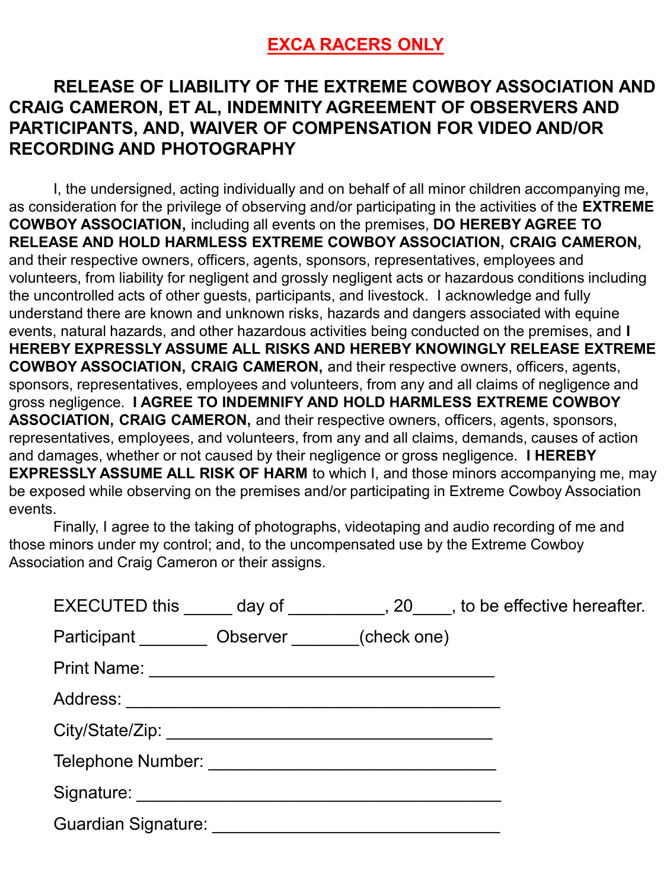**EXCA RACERS ONLY**

## RELEASE OF LIABILITY OF THE EXTREME COWBOY ASSOCIATION AND CRAIG CAMERON, ET AL, INDEMNITY AGREEMENT OF OBSERVERS AND PARTICIPANTS, AND, WAIVER OF COMPENSATION FOR VIDEO AND/OR RECORDING AND PHOTOGRAPHY

I, the undersigned, acting individually and on behalf of all minor children accompanying me, as consideration for the privilege of observing and/or participating in the activities of the **EXTREME COWBOY ASSOCIATION,** including all events on the premises, **DO HEREBY AGREE TO RELEASE AND HOLD HARMLESS EXTREME COWBOY ASSOCIATION, CRAIG CAMERON,** and their respective owners, officers, agents, sponsors, representatives, employees and volunteers, from liability for negligent and grossly negligent acts or hazardous conditions including the uncontrolled acts of other guests, participants, and livestock. I acknowledge and fully understand there are known and unknown risks, hazards and dangers associated with equine events, natural hazards, and other hazardous activities being conducted on the premises, and **I HEREBY EXPRESSLY ASSUME ALL RISKS AND HEREBY KNOWINGLY RELEASE EXTREME COWBOY ASSOCIATION, CRAIG CAMERON,** and their respective owners, officers, agents, sponsors, representatives, employees and volunteers, from any and all claims of negligence and gross negligence. **I AGREE TO INDEMNIFY AND HOLD HARMLESS EXTREME COWBOY ASSOCIATION, CRAIG CAMERON,** and their respective owners, officers, agents, sponsors, representatives, employees, and volunteers, from any and all claims, demands, causes of action and damages, whether or not caused by their negligence or gross negligence. **I HEREBY EXPRESSLY ASSUME ALL RISK OF HARM** to which I, and those minors accompanying me, may be exposed while observing on the premises and/or participating in Extreme Cowboy Association events.

Finally, I agree to the taking of photographs, videotaping and audio recording of me and those minors under my control; and, to the uncompensated use by the Extreme Cowboy Association and Craig Cameron or their assigns.

EXECUTED this _____ day of __________, 20____, to be effective hereafter.

Participant _______ Observer _______(check one)

Print Name: ___________________________________

Address: _____________________________________

City/State/Zip: ________________________________

Telephone Number: ____________________________

Signature: ____________________________________

Guardian Signature: ____________________________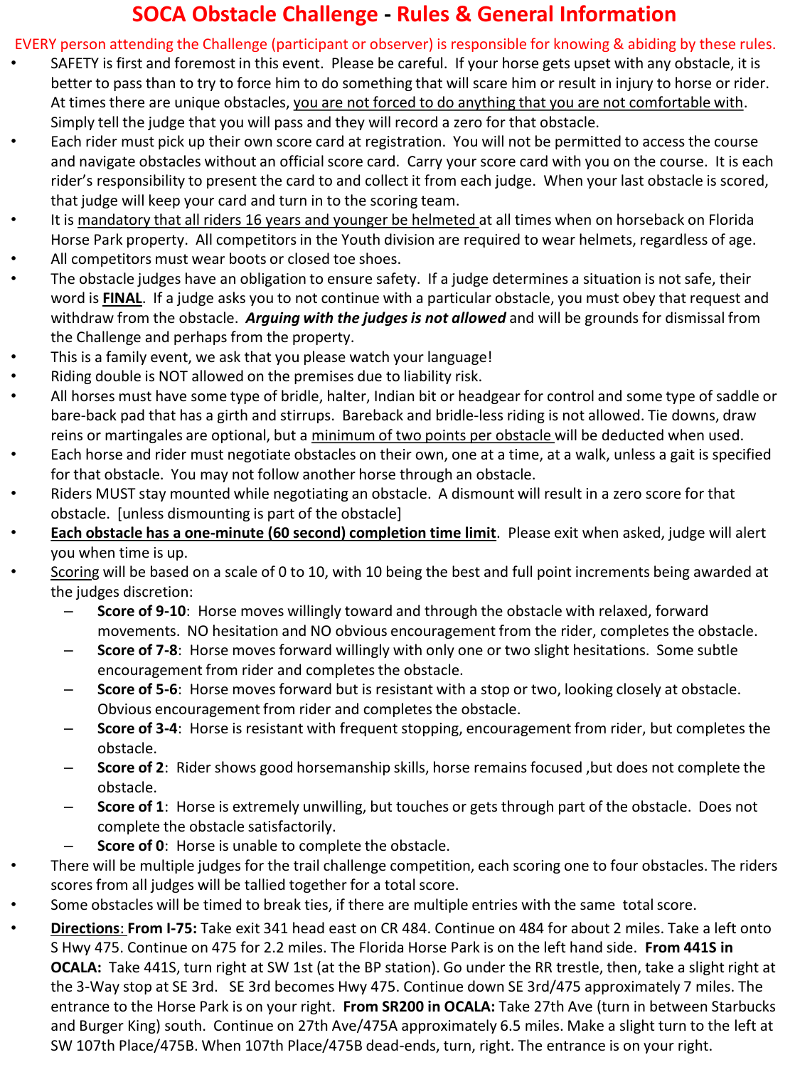# SOCA Obstacle Challenge - Rules & General Information

EVERY person attending the Challenge (participant or observer) is responsible for knowing & abiding by these rules.

- SAFETY is first and foremost in this event. Please be careful. If your horse gets upset with any obstacle, it is better to pass than to try to force him to do something that will scare him or result in injury to horse or rider. At times there are unique obstacles, you are not forced to do anything that you are not comfortable with. Simply tell the judge that you will pass and they will record a zero for that obstacle.
- Each rider must pick up their own score card at registration. You will not be permitted to access the course and navigate obstacles without an official score card. Carry your score card with you on the course. It is each rider's responsibility to present the card to and collect it from each judge. When your last obstacle is scored, that judge will keep your card and turn in to the scoring team.
- It is mandatory that all riders 16 years and younger be helmeted at all times when on horseback on Florida Horse Park property. All competitors in the Youth division are required to wear helmets, regardless of age.
- All competitors must wear boots or closed toe shoes.
- The obstacle judges have an obligation to ensure safety. If a judge determines a situation is not safe, their word is **FINAL**. If a judge asks you to not continue with a particular obstacle, you must obey that request and withdraw from the obstacle. ***Arguing with the judges is not allowed*** and will be grounds for dismissal from the Challenge and perhaps from the property.
- This is a family event, we ask that you please watch your language!
- Riding double is NOT allowed on the premises due to liability risk.
- All horses must have some type of bridle, halter, Indian bit or headgear for control and some type of saddle or bare-back pad that has a girth and stirrups. Bareback and bridle-less riding is not allowed. Tie downs, draw reins or martingales are optional, but a minimum of two points per obstacle will be deducted when used.
- Each horse and rider must negotiate obstacles on their own, one at a time, at a walk, unless a gait is specified for that obstacle. You may not follow another horse through an obstacle.
- Riders MUST stay mounted while negotiating an obstacle. A dismount will result in a zero score for that obstacle. [unless dismounting is part of the obstacle]
- **Each obstacle has a one-minute (60 second) completion time limit**. Please exit when asked, judge will alert you when time is up.
- Scoring will be based on a scale of 0 to 10, with 10 being the best and full point increments being awarded at the judges discretion:
  - **Score of 9-10**: Horse moves willingly toward and through the obstacle with relaxed, forward movements. NO hesitation and NO obvious encouragement from the rider, completes the obstacle.
  - **Score of 7-8**: Horse moves forward willingly with only one or two slight hesitations. Some subtle encouragement from rider and completes the obstacle.
  - **Score of 5-6**: Horse moves forward but is resistant with a stop or two, looking closely at obstacle. Obvious encouragement from rider and completes the obstacle.
  - **Score of 3-4**: Horse is resistant with frequent stopping, encouragement from rider, but completes the obstacle.
  - **Score of 2**: Rider shows good horsemanship skills, horse remains focused ,but does not complete the obstacle.
  - **Score of 1**: Horse is extremely unwilling, but touches or gets through part of the obstacle. Does not complete the obstacle satisfactorily.
  - **Score of 0**: Horse is unable to complete the obstacle.
- There will be multiple judges for the trail challenge competition, each scoring one to four obstacles. The riders scores from all judges will be tallied together for a total score.
- Some obstacles will be timed to break ties, if there are multiple entries with the same total score.
- **Directions**: **From I-75:** Take exit 341 head east on CR 484. Continue on 484 for about 2 miles. Take a left onto S Hwy 475. Continue on 475 for 2.2 miles. The Florida Horse Park is on the left hand side. **From 441S in OCALA:** Take 441S, turn right at SW 1st (at the BP station). Go under the RR trestle, then, take a slight right at the 3-Way stop at SE 3rd. SE 3rd becomes Hwy 475. Continue down SE 3rd/475 approximately 7 miles. The entrance to the Horse Park is on your right. **From SR200 in OCALA:** Take 27th Ave (turn in between Starbucks and Burger King) south. Continue on 27th Ave/475A approximately 6.5 miles. Make a slight turn to the left at SW 107th Place/475B. When 107th Place/475B dead-ends, turn, right. The entrance is on your right.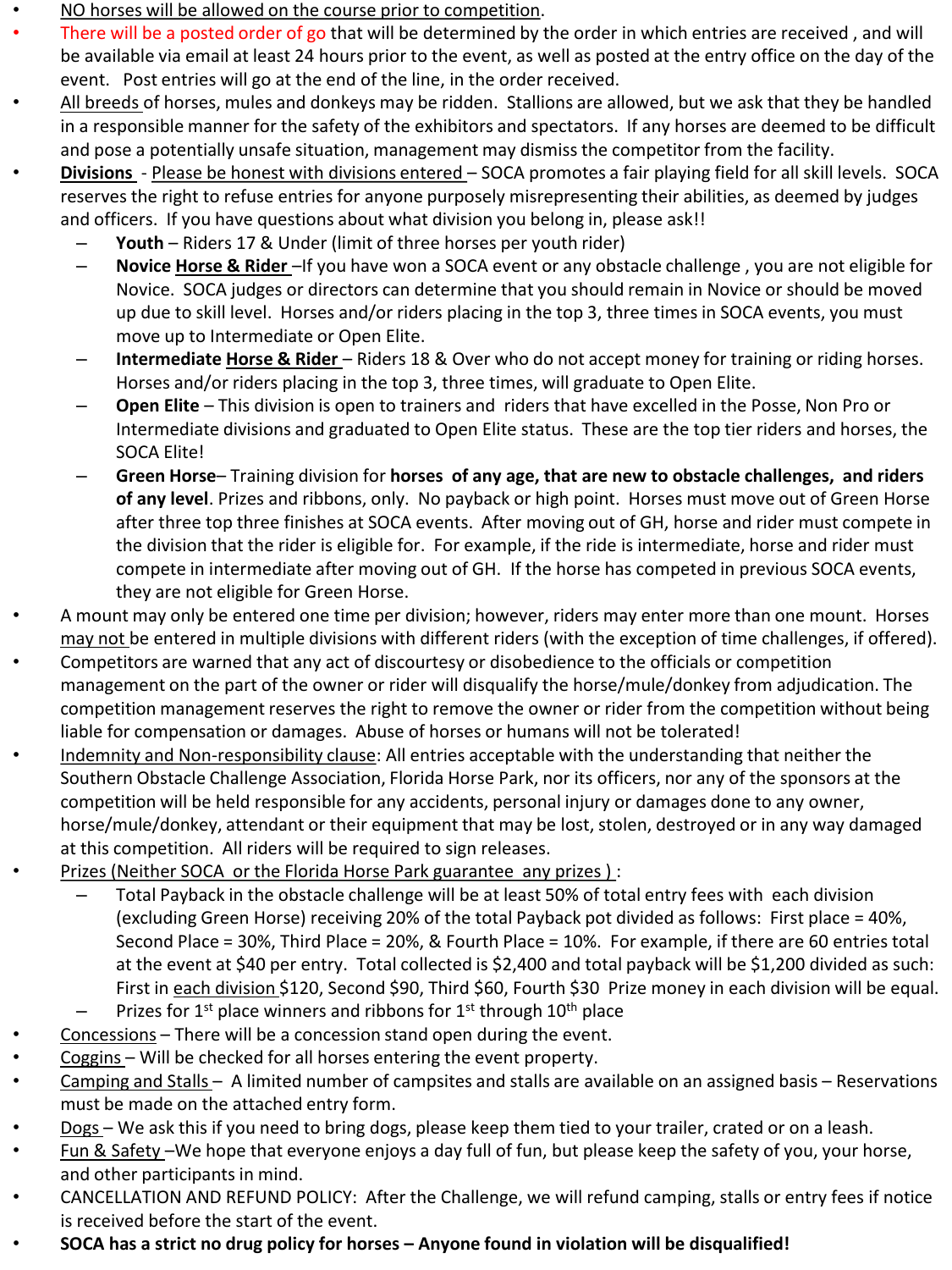- NO horses will be allowed on the course prior to competition.
- There will be a posted order of go that will be determined by the order in which entries are received , and will be available via email at least 24 hours prior to the event, as well as posted at the entry office on the day of the event. Post entries will go at the end of the line, in the order received.
- All breeds of horses, mules and donkeys may be ridden. Stallions are allowed, but we ask that they be handled in a responsible manner for the safety of the exhibitors and spectators. If any horses are deemed to be difficult and pose a potentially unsafe situation, management may dismiss the competitor from the facility.
- **Divisions** - Please be honest with divisions entered – SOCA promotes a fair playing field for all skill levels. SOCA reserves the right to refuse entries for anyone purposely misrepresenting their abilities, as deemed by judges and officers. If you have questions about what division you belong in, please ask!!
  - **Youth** – Riders 17 & Under (limit of three horses per youth rider)
  - **Novice Horse & Rider** –If you have won a SOCA event or any obstacle challenge , you are not eligible for Novice. SOCA judges or directors can determine that you should remain in Novice or should be moved up due to skill level. Horses and/or riders placing in the top 3, three times in SOCA events, you must move up to Intermediate or Open Elite.
  - **Intermediate Horse & Rider** – Riders 18 & Over who do not accept money for training or riding horses. Horses and/or riders placing in the top 3, three times, will graduate to Open Elite.
  - **Open Elite** – This division is open to trainers and riders that have excelled in the Posse, Non Pro or Intermediate divisions and graduated to Open Elite status. These are the top tier riders and horses, the SOCA Elite!
  - **Green Horse**– Training division for **horses of any age, that are new to obstacle challenges, and riders of any level**. Prizes and ribbons, only. No payback or high point. Horses must move out of Green Horse after three top three finishes at SOCA events. After moving out of GH, horse and rider must compete in the division that the rider is eligible for. For example, if the ride is intermediate, horse and rider must compete in intermediate after moving out of GH. If the horse has competed in previous SOCA events, they are not eligible for Green Horse.
- A mount may only be entered one time per division; however, riders may enter more than one mount. Horses may not be entered in multiple divisions with different riders (with the exception of time challenges, if offered).
- Competitors are warned that any act of discourtesy or disobedience to the officials or competition management on the part of the owner or rider will disqualify the horse/mule/donkey from adjudication. The competition management reserves the right to remove the owner or rider from the competition without being liable for compensation or damages. Abuse of horses or humans will not be tolerated!
- Indemnity and Non-responsibility clause: All entries acceptable with the understanding that neither the Southern Obstacle Challenge Association, Florida Horse Park, nor its officers, nor any of the sponsors at the competition will be held responsible for any accidents, personal injury or damages done to any owner, horse/mule/donkey, attendant or their equipment that may be lost, stolen, destroyed or in any way damaged at this competition. All riders will be required to sign releases.
- Prizes (Neither SOCA or the Florida Horse Park guarantee any prizes ) :
  - Total Payback in the obstacle challenge will be at least 50% of total entry fees with each division (excluding Green Horse) receiving 20% of the total Payback pot divided as follows: First place = 40%, Second Place = 30%, Third Place = 20%, & Fourth Place = 10%. For example, if there are 60 entries total at the event at $40 per entry. Total collected is $2,400 and total payback will be $1,200 divided as such: First in each division $120, Second $90, Third $60, Fourth $30 Prize money in each division will be equal.
  - Prizes for 1st place winners and ribbons for 1st through 10th place
- Concessions – There will be a concession stand open during the event.
- Coggins – Will be checked for all horses entering the event property.
- Camping and Stalls – A limited number of campsites and stalls are available on an assigned basis – Reservations must be made on the attached entry form.
- Dogs – We ask this if you need to bring dogs, please keep them tied to your trailer, crated or on a leash.
- Fun & Safety –We hope that everyone enjoys a day full of fun, but please keep the safety of you, your horse, and other participants in mind.
- CANCELLATION AND REFUND POLICY: After the Challenge, we will refund camping, stalls or entry fees if notice is received before the start of the event.
- **SOCA has a strict no drug policy for horses – Anyone found in violation will be disqualified!**